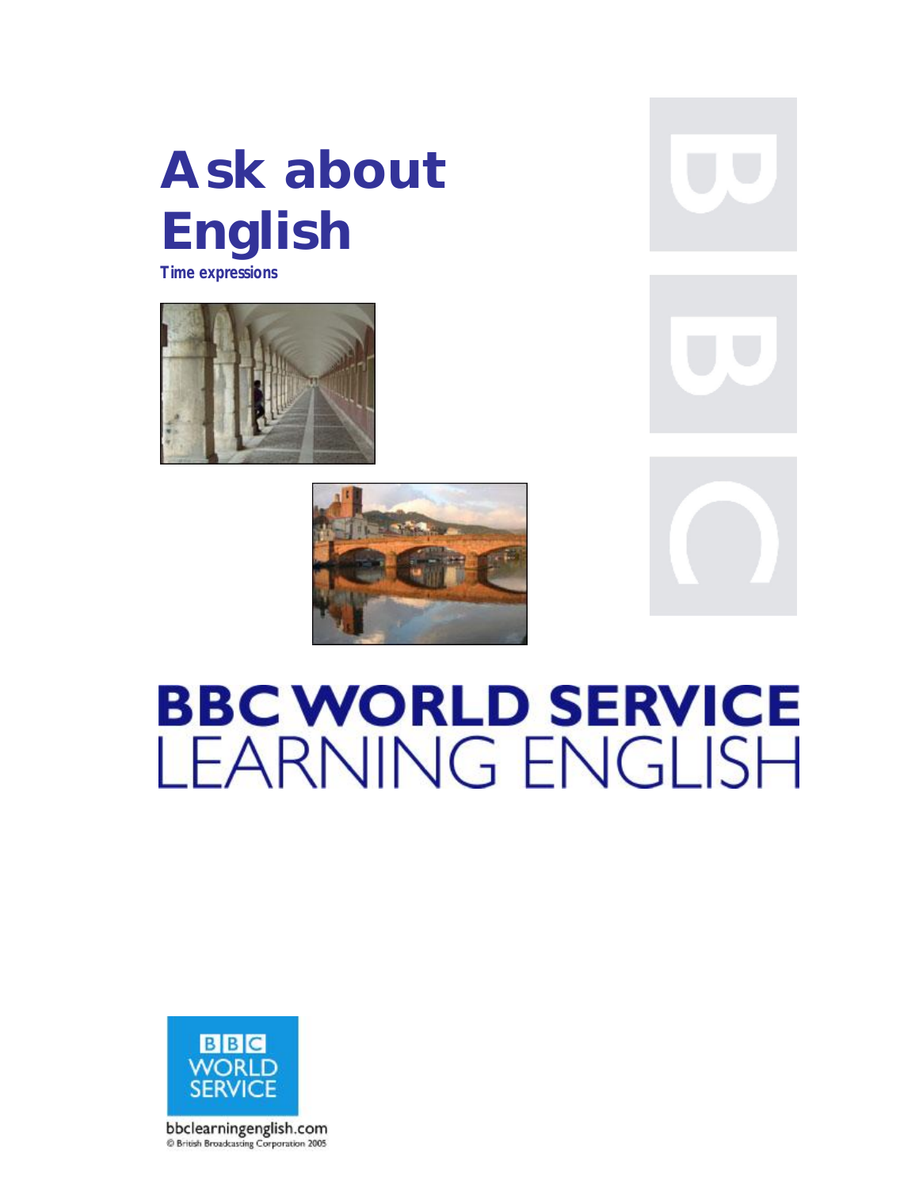# Ask about English

**Time expressions**

# BBC WORLD SERVICE LEARNING ENGLISH

BBC WORLD SERVICE

bbclearningenglish.com

© British Broadcasting Corporation 2005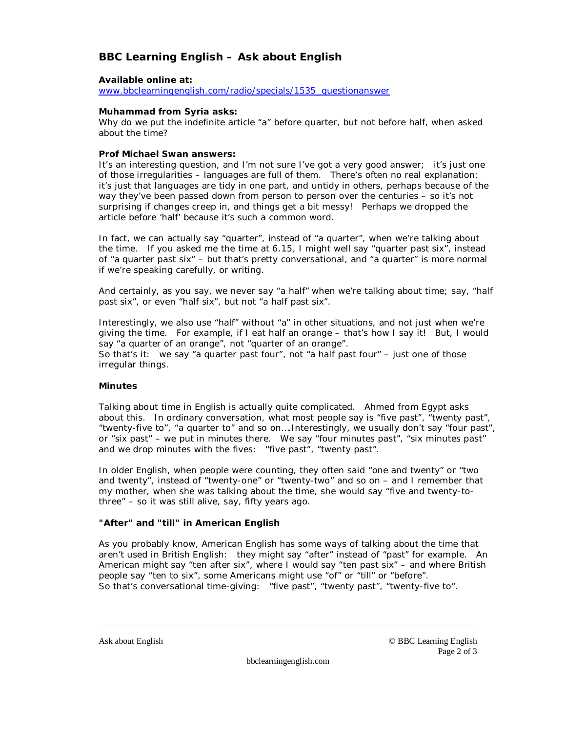## BBC Learning English – Ask about English

**Available online at:**
[www.bbclearningenglish.com/radio/specials/1535_questionanswer](www.bbclearningenglish.com/radio/specials/1535_questionanswer)

**Muhammad from Syria asks:**
Why do we put the indefinite article "a" before quarter, but not before half, when asked about the time?

**Prof Michael Swan answers:**
It's an interesting question, and I'm not sure I've got a very good answer; it's just one of those irregularities – languages are full of them. There's often no real explanation: it's just that languages are tidy in one part, and untidy in others, perhaps because of the way they've been passed down from person to person over the centuries – so it's not surprising if changes creep in, and things get a bit messy! Perhaps we dropped the article before 'half' because it's such a common word.

In fact, we can actually say "quarter", instead of "a quarter", when we're talking about the time. If you asked me the time at 6.15, I might well say "quarter past six", instead of "a quarter past six" – but that's pretty conversational, and "a quarter" is more normal if we're speaking carefully, or writing.

And certainly, as you say, we never say "a half" when we're talking about time; say, "half past six", or even "half six", but not "a half past six".

Interestingly, we also use "half" without "a" in other situations, and not just when we're giving the time. For example, if I eat half an orange – that's how I say it! But, I would say "a quarter of an orange", not "quarter of an orange".
So that's it: we say "a quarter past four", not "a half past four" – just one of those irregular things.

**Minutes**

Talking about time in English is actually quite complicated. Ahmed from Egypt asks about this. In ordinary conversation, what most people say is "five past", "twenty past", "twenty-five to", "a quarter to" and so on….Interestingly, we usually don't say "four past", or "six past" – we put in minutes there. We say "four minutes past", "six minutes past" and we drop minutes with the fives: "five past", "twenty past".

In older English, when people were counting, they often said "one and twenty" or "two and twenty", instead of "twenty-one" or "twenty-two" and so on – and I remember that my mother, when she was talking about the time, she would say "five and twenty-to-three" – so it was still alive, say, fifty years ago.

**"After" and "till" in American English**

As you probably know, American English has some ways of talking about the time that aren't used in British English: they might say "after" instead of "past" for example. An American might say "ten after six", where I would say "ten past six" – and where British people say "ten to six", some Americans might use "of" or "till" or "before".
So that's conversational time-giving: "five past", "twenty past", "twenty-five to".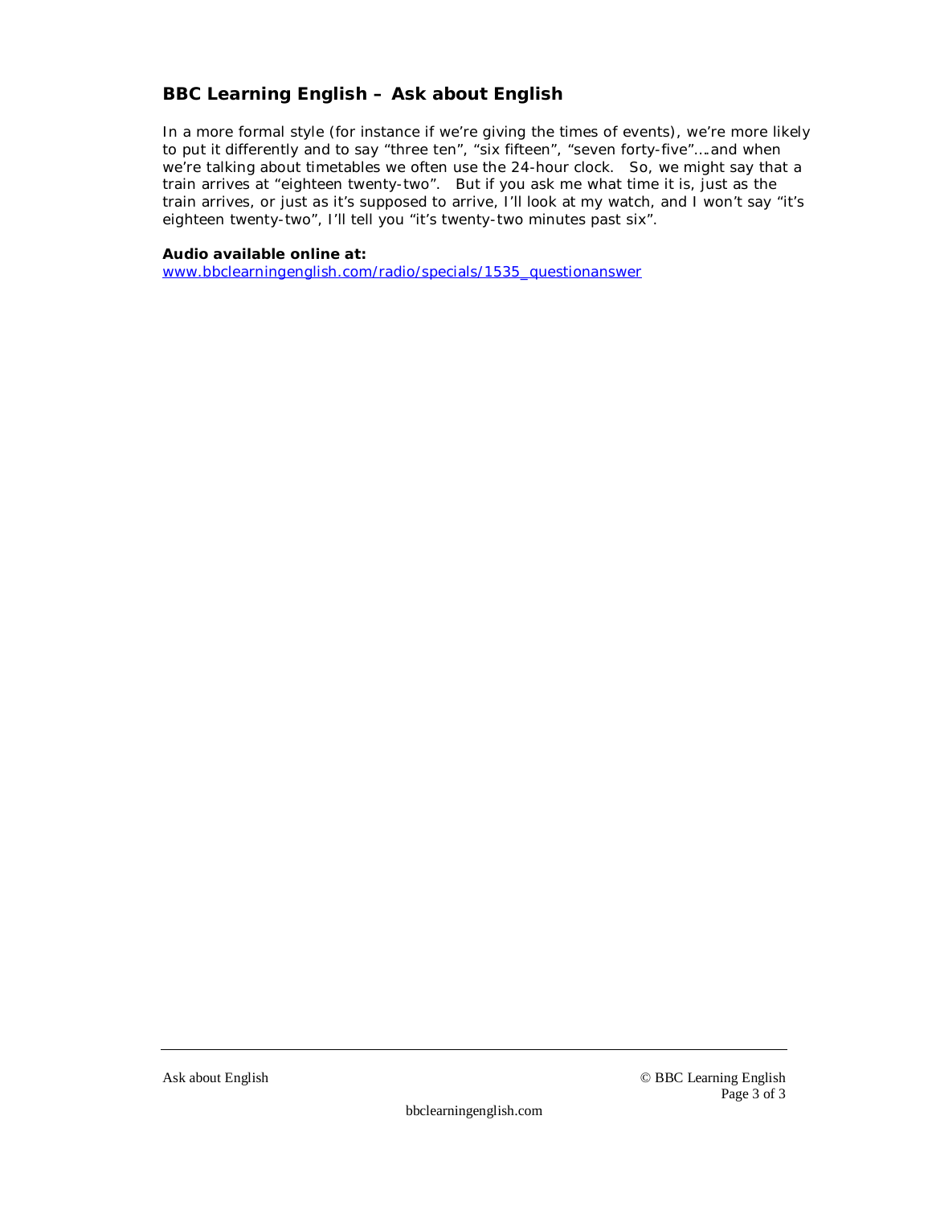In a more formal style (for instance if we're giving the times of events), we're more likely to put it differently and to say "three ten", "six fifteen", "seven forty-five"….and when we're talking about timetables we often use the 24-hour clock.   So, we might say that a train arrives at "eighteen twenty-two".   But if you ask me what time it is, just as the train arrives, or just as it's supposed to arrive, I'll look at my watch, and I won't say "it's eighteen twenty-two", I'll tell you "it's twenty-two minutes past six".

**Audio available online at:**
www.bbclearningenglish.com/radio/specials/1535_questionanswer